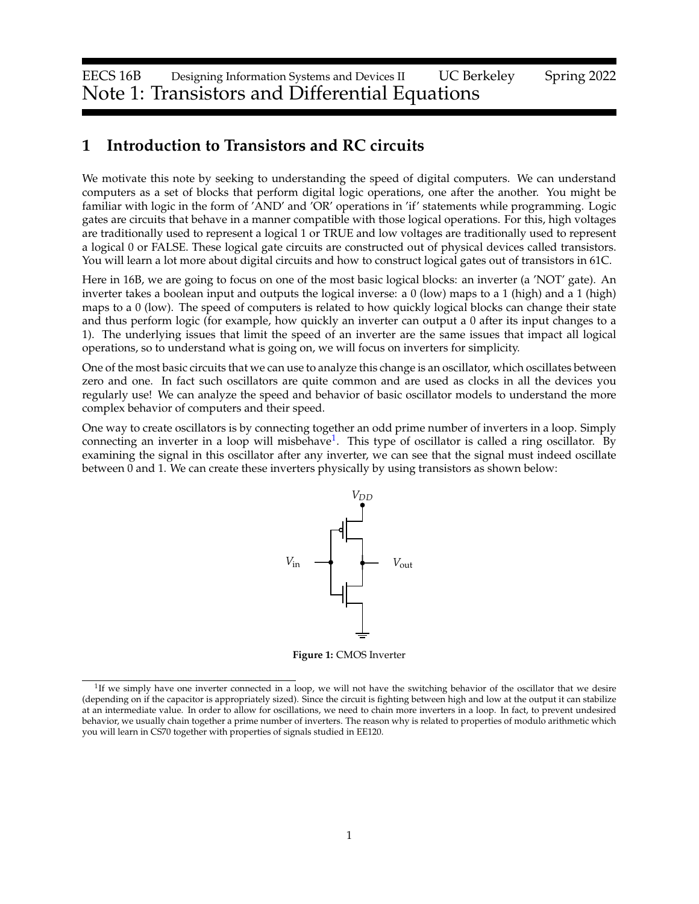EECS 16B Designing Information Systems and Devices II UC Berkeley Spring 2022
# Note 1: Transistors and Differential Equations

## 1 Introduction to Transistors and RC circuits

We motivate this note by seeking to understanding the speed of digital computers. We can understand computers as a set of blocks that perform digital logic operations, one after the another. You might be familiar with logic in the form of 'AND' and 'OR' operations in 'if' statements while programming. Logic gates are circuits that behave in a manner compatible with those logical operations. For this, high voltages are traditionally used to represent a logical 1 or TRUE and low voltages are traditionally used to represent a logical 0 or FALSE. These logical gate circuits are constructed out of physical devices called transistors. You will learn a lot more about digital circuits and how to construct logical gates out of transistors in 61C.

Here in 16B, we are going to focus on one of the most basic logical blocks: an inverter (a 'NOT' gate). An inverter takes a boolean input and outputs the logical inverse: a 0 (low) maps to a 1 (high) and a 1 (high) maps to a 0 (low). The speed of computers is related to how quickly logical blocks can change their state and thus perform logic (for example, how quickly an inverter can output a 0 after its input changes to a 1). The underlying issues that limit the speed of an inverter are the same issues that impact all logical operations, so to understand what is going on, we will focus on inverters for simplicity.

One of the most basic circuits that we can use to analyze this change is an oscillator, which oscillates between zero and one. In fact such oscillators are quite common and are used as clocks in all the devices you regularly use! We can analyze the speed and behavior of basic oscillator models to understand the more complex behavior of computers and their speed.

One way to create oscillators is by connecting together an odd prime number of inverters in a loop. Simply connecting an inverter in a loop will misbehave[1]. This type of oscillator is called a ring oscillator. By examining the signal in this oscillator after any inverter, we can see that the signal must indeed oscillate between 0 and 1. We can create these inverters physically by using transistors as shown below:

**Figure 1:** CMOS Inverter

[1] If we simply have one inverter connected in a loop, we will not have the switching behavior of the oscillator that we desire (depending on if the capacitor is appropriately sized). Since the circuit is fighting between high and low at the output it can stabilize at an intermediate value. In order to allow for oscillations, we need to chain more inverters in a loop. In fact, to prevent undesired behavior, we usually chain together a prime number of inverters. The reason why is related to properties of modulo arithmetic which you will learn in CS70 together with properties of signals studied in EE120.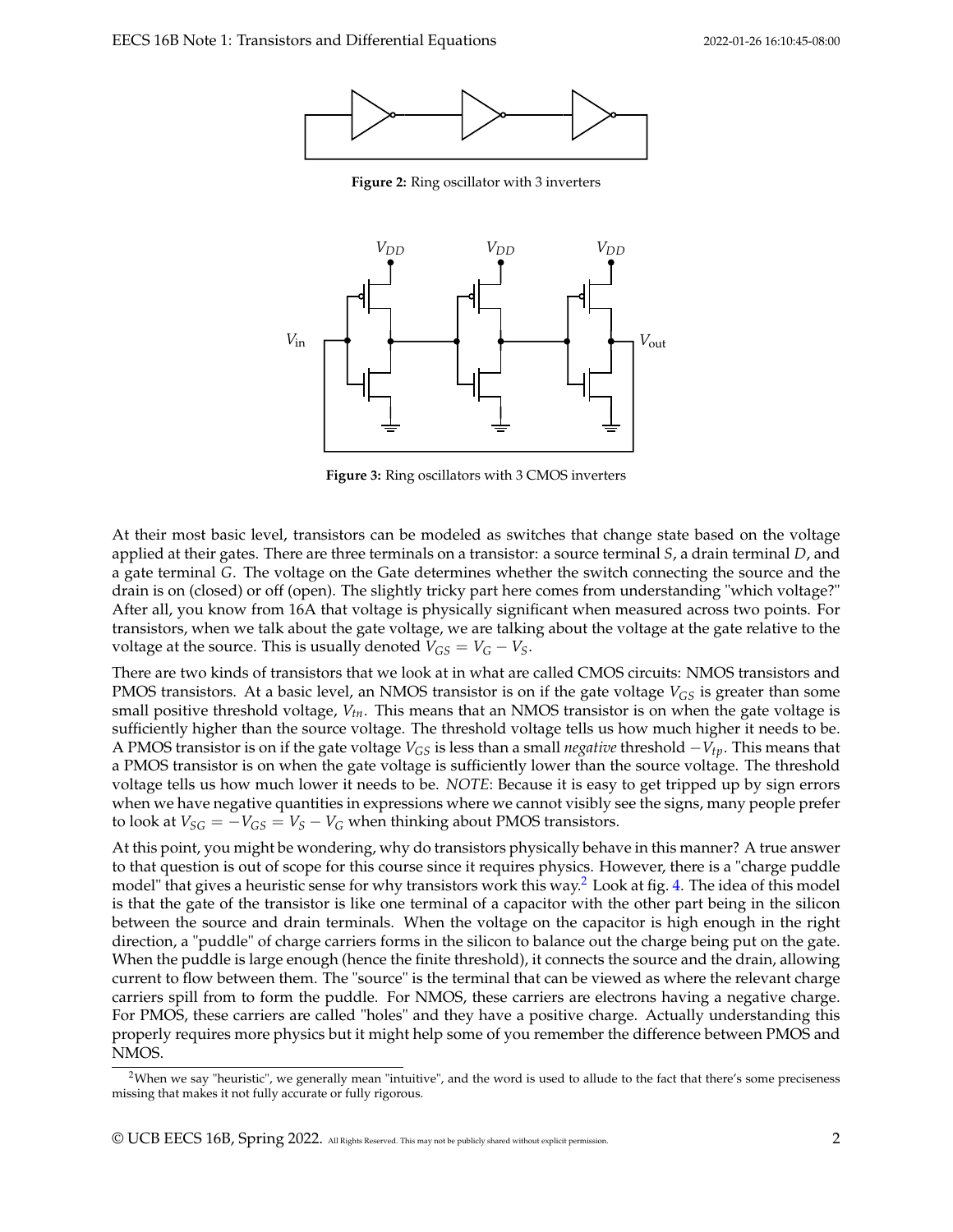**Figure 2:** Ring oscillator with 3 inverters

**Figure 3:** Ring oscillators with 3 CMOS inverters

At their most basic level, transistors can be modeled as switches that change state based on the voltage applied at their gates. There are three terminals on a transistor: a source terminal $S$, a drain terminal $D$, and a gate terminal $G$. The voltage on the Gate determines whether the switch connecting the source and the drain is on (closed) or off (open). The slightly tricky part here comes from understanding "which voltage?" After all, you know from 16A that voltage is physically significant when measured across two points. For transistors, when we talk about the gate voltage, we are talking about the voltage at the gate relative to the voltage at the source. This is usually denoted $V_{GS} = V_G - V_S$.

There are two kinds of transistors that we look at in what are called CMOS circuits: NMOS transistors and PMOS transistors. At a basic level, an NMOS transistor is on if the gate voltage $V_{GS}$ is greater than some small positive threshold voltage, $V_{tn}$. This means that an NMOS transistor is on when the gate voltage is sufficiently higher than the source voltage. The threshold voltage tells us how much higher it needs to be. A PMOS transistor is on if the gate voltage $V_{GS}$ is less than a small *negative* threshold $-V_{tp}$. This means that a PMOS transistor is on when the gate voltage is sufficiently lower than the source voltage. The threshold voltage tells us how much lower it needs to be. *NOTE*: Because it is easy to get tripped up by sign errors when we have negative quantities in expressions where we cannot visibly see the signs, many people prefer to look at $V_{SG} = -V_{GS} = V_S - V_G$ when thinking about PMOS transistors.

At this point, you might be wondering, why do transistors physically behave in this manner? A true answer to that question is out of scope for this course since it requires physics. However, there is a "charge puddle model" that gives a heuristic sense for why transistors work this way.[2] Look at fig. 4. The idea of this model is that the gate of the transistor is like one terminal of a capacitor with the other part being in the silicon between the source and drain terminals. When the voltage on the capacitor is high enough in the right direction, a "puddle" of charge carriers forms in the silicon to balance out the charge being put on the gate. When the puddle is large enough (hence the finite threshold), it connects the source and the drain, allowing current to flow between them. The "source" is the terminal that can be viewed as where the relevant charge carriers spill from to form the puddle. For NMOS, these carriers are electrons having a negative charge. For PMOS, these carriers are called "holes" and they have a positive charge. Actually understanding this properly requires more physics but it might help some of you remember the difference between PMOS and NMOS.

[2] When we say "heuristic", we generally mean "intuitive", and the word is used to allude to the fact that there's some preciseness missing that makes it not fully accurate or fully rigorous.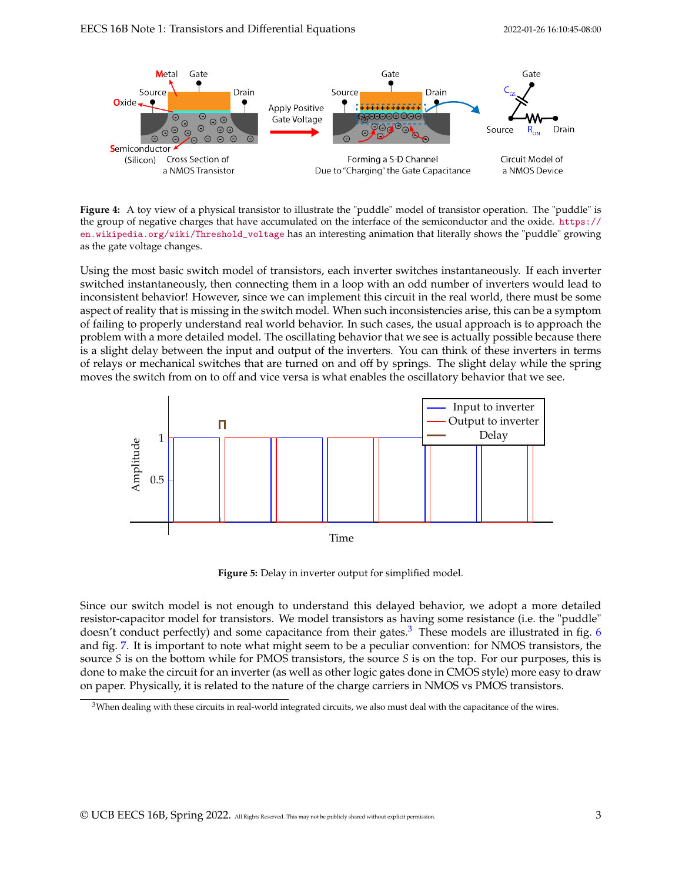**Figure 4:** A toy view of a physical transistor to illustrate the "puddle" model of transistor operation. The "puddle" is the group of negative charges that have accumulated on the interface of the semiconductor and the oxide. https://en.wikipedia.org/wiki/Threshold_voltage has an interesting animation that literally shows the "puddle" growing as the gate voltage changes.

Using the most basic switch model of transistors, each inverter switches instantaneously. If each inverter switched instantaneously, then connecting them in a loop with an odd number of inverters would lead to inconsistent behavior! However, since we can implement this circuit in the real world, there must be some aspect of reality that is missing in the switch model. When such inconsistencies arise, this can be a symptom of failing to properly understand real world behavior. In such cases, the usual approach is to approach the problem with a more detailed model. The oscillating behavior that we see is actually possible because there is a slight delay between the input and output of the inverters. You can think of these inverters in terms of relays or mechanical switches that are turned on and off by springs. The slight delay while the spring moves the switch from on to off and vice versa is what enables the oscillatory behavior that we see.

**Figure 5:** Delay in inverter output for simplified model.

Since our switch model is not enough to understand this delayed behavior, we adopt a more detailed resistor-capacitor model for transistors. We model transistors as having some resistance (i.e. the "puddle" doesn't conduct perfectly) and some capacitance from their gates.[3] These models are illustrated in fig. 6 and fig. 7. It is important to note what might seem to be a peculiar convention: for NMOS transistors, the source $S$ is on the bottom while for PMOS transistors, the source $S$ is on the top. For our purposes, this is done to make the circuit for an inverter (as well as other logic gates done in CMOS style) more easy to draw on paper. Physically, it is related to the nature of the charge carriers in NMOS vs PMOS transistors.

[3] When dealing with these circuits in real-world integrated circuits, we also must deal with the capacitance of the wires.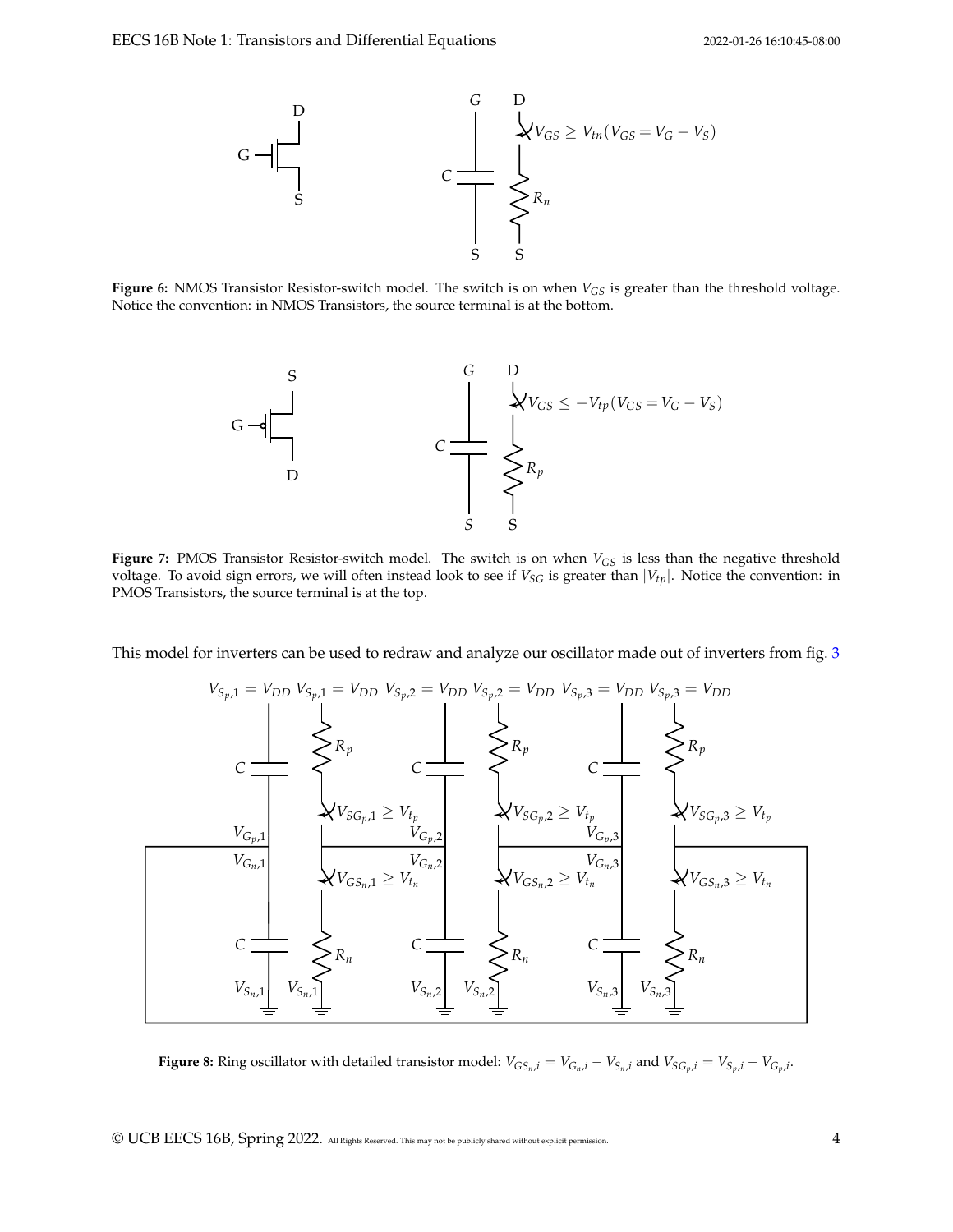**Figure 6:** NMOS Transistor Resistor-switch model. The switch is on when $V_{GS}$ is greater than the threshold voltage. Notice the convention: in NMOS Transistors, the source terminal is at the bottom.

**Figure 7:** PMOS Transistor Resistor-switch model. The switch is on when $V_{GS}$ is less than the negative threshold voltage. To avoid sign errors, we will often instead look to see if $V_{SG}$ is greater than $|V_{tp}|$. Notice the convention: in PMOS Transistors, the source terminal is at the top.

This model for inverters can be used to redraw and analyze our oscillator made out of inverters from fig. 3

**Figure 8:** Ring oscillator with detailed transistor model: $V_{GS_{n,i}} = V_{G_{n,i}} - V_{S_{n,i}}$ and $V_{SG_{p,i}} = V_{S_{p,i}} - V_{G_{p,i}}$.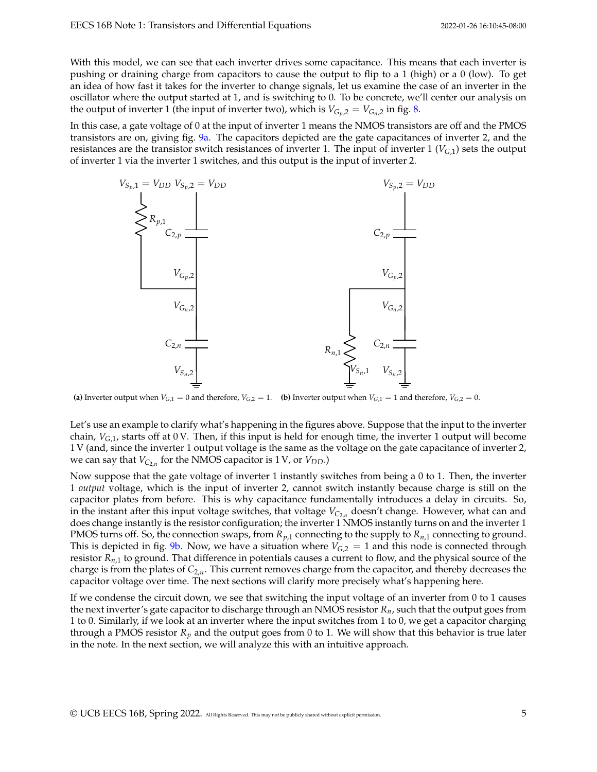With this model, we can see that each inverter drives some capacitance. This means that each inverter is pushing or draining charge from capacitors to cause the output to flip to a 1 (high) or a 0 (low). To get an idea of how fast it takes for the inverter to change signals, let us examine the case of an inverter in the oscillator where the output started at 1, and is switching to 0. To be concrete, we'll center our analysis on the output of inverter 1 (the input of inverter two), which is $V_{G_p,2} = V_{G_n,2}$ in fig. 8.

In this case, a gate voltage of 0 at the input of inverter 1 means the NMOS transistors are off and the PMOS transistors are on, giving fig. 9a. The capacitors depicted are the gate capacitances of inverter 2, and the resistances are the transistor switch resistances of inverter 1. The input of inverter 1 ($V_{G,1}$) sets the output of inverter 1 via the inverter 1 switches, and this output is the input of inverter 2.

**(a)** Inverter output when $V_{G,1} = 0$ and therefore, $V_{G,2} = 1$. **(b)** Inverter output when $V_{G,1} = 1$ and therefore, $V_{G,2} = 0$.

Let's use an example to clarify what's happening in the figures above. Suppose that the input to the inverter chain, $V_{G,1}$, starts off at 0 V. Then, if this input is held for enough time, the inverter 1 output will become 1 V (and, since the inverter 1 output voltage is the same as the voltage on the gate capacitance of inverter 2, we can say that $V_{C_{2,n}}$ for the NMOS capacitor is 1 V, or $V_{DD}$.)

Now suppose that the gate voltage of inverter 1 instantly switches from being a 0 to 1. Then, the inverter 1 *output* voltage, which is the input of inverter 2, cannot switch instantly because charge is still on the capacitor plates from before. This is why capacitance fundamentally introduces a delay in circuits. So, in the instant after this input voltage switches, that voltage $V_{C_{2,n}}$ doesn't change. However, what can and does change instantly is the resistor configuration; the inverter 1 NMOS instantly turns on and the inverter 1 PMOS turns off. So, the connection swaps, from $R_{p,1}$ connecting to the supply to $R_{n,1}$ connecting to ground. This is depicted in fig. 9b. Now, we have a situation where $V_{G,2} = 1$ and this node is connected through resistor $R_{n,1}$ to ground. That difference in potentials causes a current to flow, and the physical source of the charge is from the plates of $C_{2,n}$. This current removes charge from the capacitor, and thereby decreases the capacitor voltage over time. The next sections will clarify more precisely what's happening here.

If we condense the circuit down, we see that switching the input voltage of an inverter from 0 to 1 causes the next inverter's gate capacitor to discharge through an NMOS resistor $R_n$, such that the output goes from 1 to 0. Similarly, if we look at an inverter where the input switches from 1 to 0, we get a capacitor charging through a PMOS resistor $R_p$ and the output goes from 0 to 1. We will show that this behavior is true later in the note. In the next section, we will analyze this with an intuitive approach.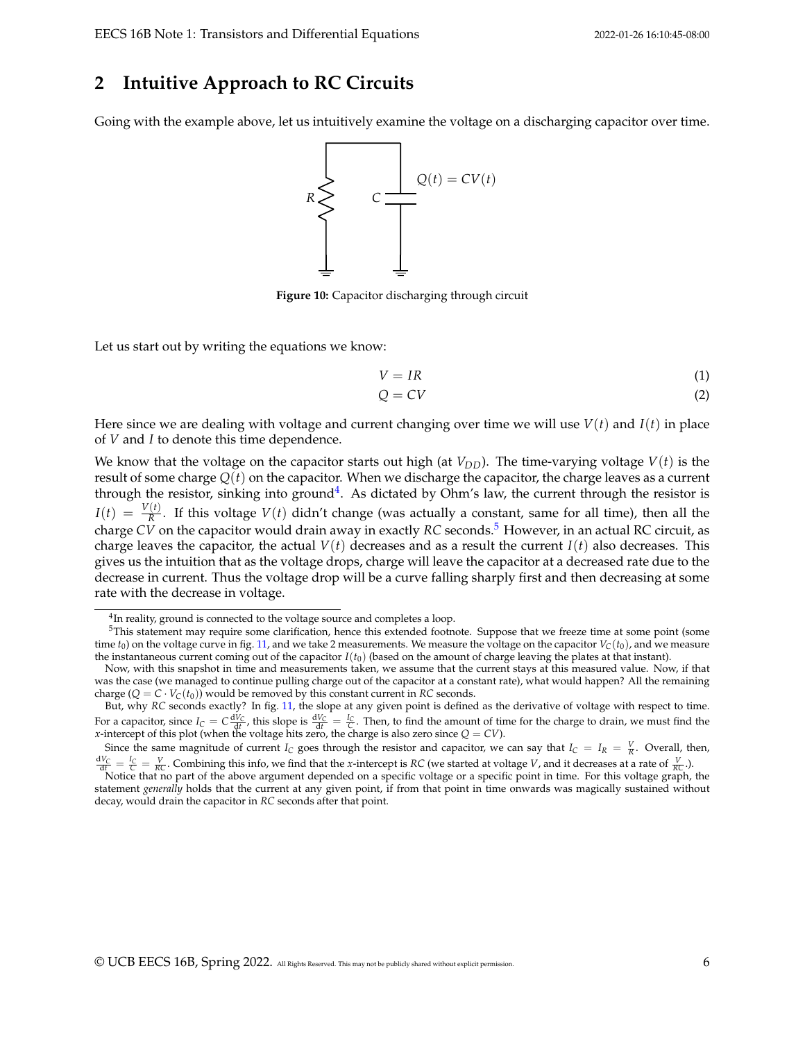## 2 Intuitive Approach to RC Circuits

Going with the example above, let us intuitively examine the voltage on a discharging capacitor over time.

**Figure 10:** Capacitor discharging through circuit

Let us start out by writing the equations we know:

$$V = IR \tag{1}$$

$$Q = CV \tag{2}$$

Here since we are dealing with voltage and current changing over time we will use $V(t)$ and $I(t)$ in place of $V$ and $I$ to denote this time dependence.

We know that the voltage on the capacitor starts out high (at $V_{DD}$). The time-varying voltage $V(t)$ is the result of some charge $Q(t)$ on the capacitor. When we discharge the capacitor, the charge leaves as a current through the resistor, sinking into ground[4]. As dictated by Ohm's law, the current through the resistor is $I(t) = \frac{V(t)}{R}$. If this voltage $V(t)$ didn't change (was actually a constant, same for all time), then all the charge $CV$ on the capacitor would drain away in exactly $RC$ seconds.[5] However, in an actual RC circuit, as charge leaves the capacitor, the actual $V(t)$ decreases and as a result the current $I(t)$ also decreases. This gives us the intuition that as the voltage drops, charge will leave the capacitor at a decreased rate due to the decrease in current. Thus the voltage drop will be a curve falling sharply first and then decreasing at some rate with the decrease in voltage.

---

[4] In reality, ground is connected to the voltage source and completes a loop.

[5] This statement may require some clarification, hence this extended footnote. Suppose that we freeze time at some point (some time $t_0$) on the voltage curve in fig. 11, and we take 2 measurements. We measure the voltage on the capacitor $V_C(t_0)$, and we measure the instantaneous current coming out of the capacitor $I(t_0)$ (based on the amount of charge leaving the plates at that instant).

Now, with this snapshot in time and measurements taken, we assume that the current stays at this measured value. Now, if that was the case (we managed to continue pulling charge out of the capacitor at a constant rate), what would happen? All the remaining charge ($Q = C \cdot V_C(t_0)$) would be removed by this constant current in $RC$ seconds.

But, why $RC$ seconds exactly? In fig. 11, the slope at any given point is defined as the derivative of voltage with respect to time. For a capacitor, since $I_C = C\frac{dV_C}{dt}$, this slope is $\frac{dV_C}{dt} = \frac{I_C}{C}$. Then, to find the amount of time for the charge to drain, we must find the $x$-intercept of this plot (when the voltage hits zero, the charge is also zero since $Q = CV$).

Since the same magnitude of current $I_C$ goes through the resistor and capacitor, we can say that $I_C = I_R = \frac{V}{R}$. Overall, then, $\frac{dV_C}{dt} = \frac{I_C}{C} = \frac{V}{RC}$. Combining this info, we find that the $x$-intercept is $RC$ (we started at voltage $V$, and it decreases at a rate of $\frac{V}{RC}$.).

Notice that no part of the above argument depended on a specific voltage or a specific point in time. For this voltage graph, the statement *generally* holds that the current at any given point, if from that point in time onwards was magically sustained without decay, would drain the capacitor in $RC$ seconds after that point.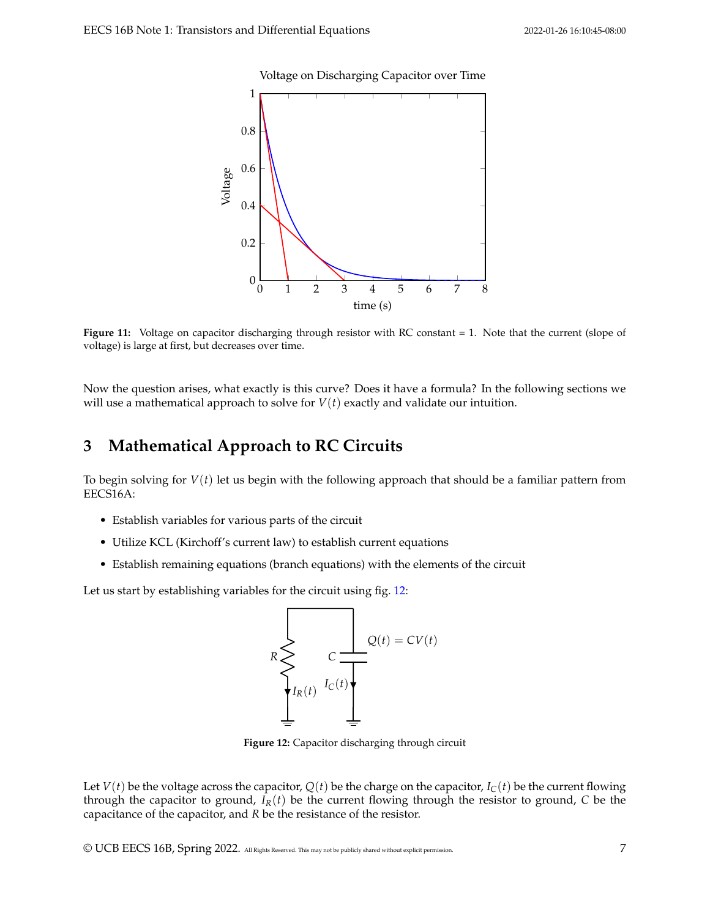**Figure 11:** Voltage on capacitor discharging through resistor with RC constant = 1. Note that the current (slope of voltage) is large at first, but decreases over time.

Now the question arises, what exactly is this curve? Does it have a formula? In the following sections we will use a mathematical approach to solve for $V(t)$ exactly and validate our intuition.

## 3 Mathematical Approach to RC Circuits

To begin solving for $V(t)$ let us begin with the following approach that should be a familiar pattern from EECS16A:

- Establish variables for various parts of the circuit
- Utilize KCL (Kirchoff's current law) to establish current equations
- Establish remaining equations (branch equations) with the elements of the circuit

Let us start by establishing variables for the circuit using fig. 12:

**Figure 12:** Capacitor discharging through circuit

Let $V(t)$ be the voltage across the capacitor, $Q(t)$ be the charge on the capacitor, $I_C(t)$ be the current flowing through the capacitor to ground, $I_R(t)$ be the current flowing through the resistor to ground, $C$ be the capacitance of the capacitor, and $R$ be the resistance of the resistor.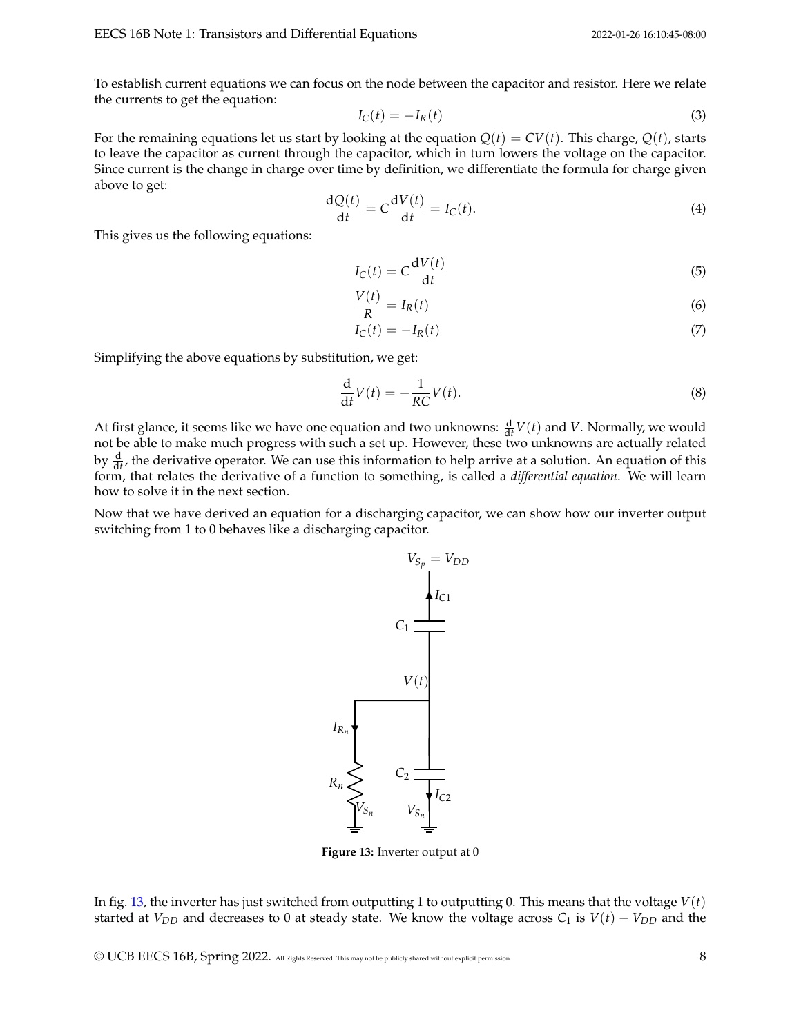To establish current equations we can focus on the node between the capacitor and resistor. Here we relate the currents to get the equation:

$$I_C(t) = -I_R(t) \tag{3}$$

For the remaining equations let us start by looking at the equation $Q(t) = CV(t)$. This charge, $Q(t)$, starts to leave the capacitor as current through the capacitor, which in turn lowers the voltage on the capacitor. Since current is the change in charge over time by definition, we differentiate the formula for charge given above to get:

$$\frac{\mathrm{d}Q(t)}{\mathrm{d}t} = C\frac{\mathrm{d}V(t)}{\mathrm{d}t} = I_C(t). \tag{4}$$

This gives us the following equations:

$$I_C(t) = C\frac{\mathrm{d}V(t)}{\mathrm{d}t} \tag{5}$$

$$\frac{V(t)}{R} = I_R(t) \tag{6}$$

$$I_C(t) = -I_R(t) \tag{7}$$

Simplifying the above equations by substitution, we get:

$$\frac{\mathrm{d}}{\mathrm{d}t}V(t) = -\frac{1}{RC}V(t). \tag{8}$$

At first glance, it seems like we have one equation and two unknowns: $\frac{\mathrm{d}}{\mathrm{d}t}V(t)$ and $V$. Normally, we would not be able to make much progress with such a set up. However, these two unknowns are actually related by $\frac{\mathrm{d}}{\mathrm{d}t}$, the derivative operator. We can use this information to help arrive at a solution. An equation of this form, that relates the derivative of a function to something, is called a *differential equation*. We will learn how to solve it in the next section.

Now that we have derived an equation for a discharging capacitor, we can show how our inverter output switching from 1 to 0 behaves like a discharging capacitor.

**Figure 13:** Inverter output at 0

In fig. 13, the inverter has just switched from outputting 1 to outputting 0. This means that the voltage $V(t)$ started at $V_{DD}$ and decreases to 0 at steady state. We know the voltage across $C_1$ is $V(t) - V_{DD}$ and the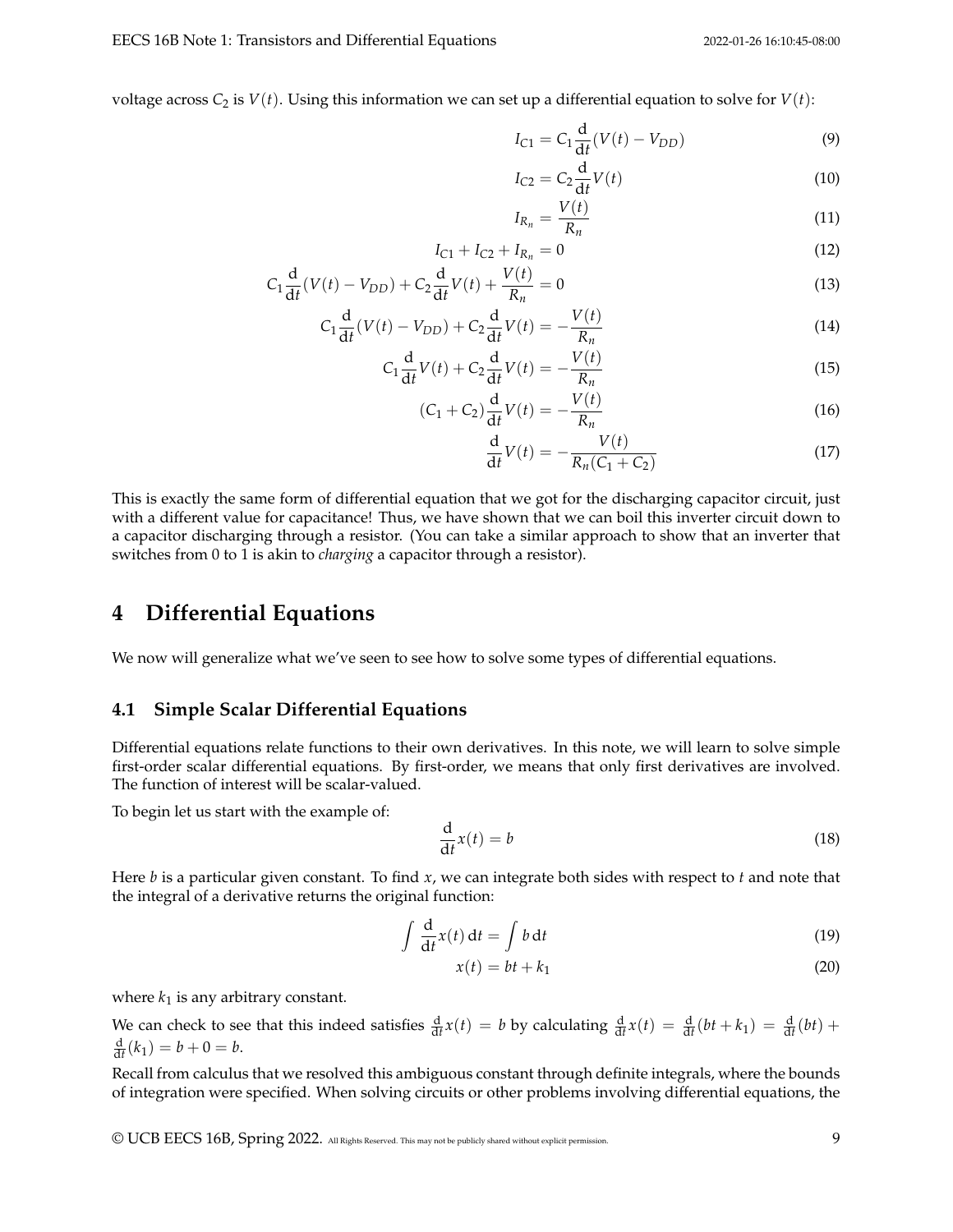voltage across $C_2$ is $V(t)$. Using this information we can set up a differential equation to solve for $V(t)$:

$$I_{C1} = C_1 \frac{\mathrm{d}}{\mathrm{d}t}(V(t) - V_{DD}) \tag{9}$$

$$I_{C2} = C_2 \frac{\mathrm{d}}{\mathrm{d}t} V(t) \tag{10}$$

$$I_{R_n} = \frac{V(t)}{R_n} \tag{11}$$

$$I_{C1} + I_{C2} + I_{R_n} = 0 \tag{12}$$

$$C_1 \frac{\mathrm{d}}{\mathrm{d}t}(V(t) - V_{DD}) + C_2 \frac{\mathrm{d}}{\mathrm{d}t} V(t) + \frac{V(t)}{R_n} = 0 \tag{13}$$

$$C_1 \frac{\mathrm{d}}{\mathrm{d}t}(V(t) - V_{DD}) + C_2 \frac{\mathrm{d}}{\mathrm{d}t} V(t) = -\frac{V(t)}{R_n} \tag{14}$$

$$C_1 \frac{\mathrm{d}}{\mathrm{d}t} V(t) + C_2 \frac{\mathrm{d}}{\mathrm{d}t} V(t) = -\frac{V(t)}{R_n} \tag{15}$$

$$(C_1 + C_2) \frac{\mathrm{d}}{\mathrm{d}t} V(t) = -\frac{V(t)}{R_n} \tag{16}$$

$$\frac{\mathrm{d}}{\mathrm{d}t} V(t) = -\frac{V(t)}{R_n(C_1 + C_2)} \tag{17}$$

This is exactly the same form of differential equation that we got for the discharging capacitor circuit, just with a different value for capacitance! Thus, we have shown that we can boil this inverter circuit down to a capacitor discharging through a resistor. (You can take a similar approach to show that an inverter that switches from 0 to 1 is akin to *charging* a capacitor through a resistor).

# 4 Differential Equations

We now will generalize what we've seen to see how to solve some types of differential equations.

## 4.1 Simple Scalar Differential Equations

Differential equations relate functions to their own derivatives. In this note, we will learn to solve simple first-order scalar differential equations. By first-order, we means that only first derivatives are involved. The function of interest will be scalar-valued.

To begin let us start with the example of:

$$\frac{\mathrm{d}}{\mathrm{d}t} x(t) = b \tag{18}$$

Here $b$ is a particular given constant. To find $x$, we can integrate both sides with respect to $t$ and note that the integral of a derivative returns the original function:

$$\int \frac{\mathrm{d}}{\mathrm{d}t} x(t) \, \mathrm{d}t = \int b \, \mathrm{d}t \tag{19}$$

$$x(t) = bt + k_1 \tag{20}$$

where $k_1$ is any arbitrary constant.

We can check to see that this indeed satisfies $\frac{\mathrm{d}}{\mathrm{d}t} x(t) = b$ by calculating $\frac{\mathrm{d}}{\mathrm{d}t} x(t) = \frac{\mathrm{d}}{\mathrm{d}t}(bt + k_1) = \frac{\mathrm{d}}{\mathrm{d}t}(bt) + \frac{\mathrm{d}}{\mathrm{d}t}(k_1) = b + 0 = b$.

Recall from calculus that we resolved this ambiguous constant through definite integrals, where the bounds of integration were specified. When solving circuits or other problems involving differential equations, the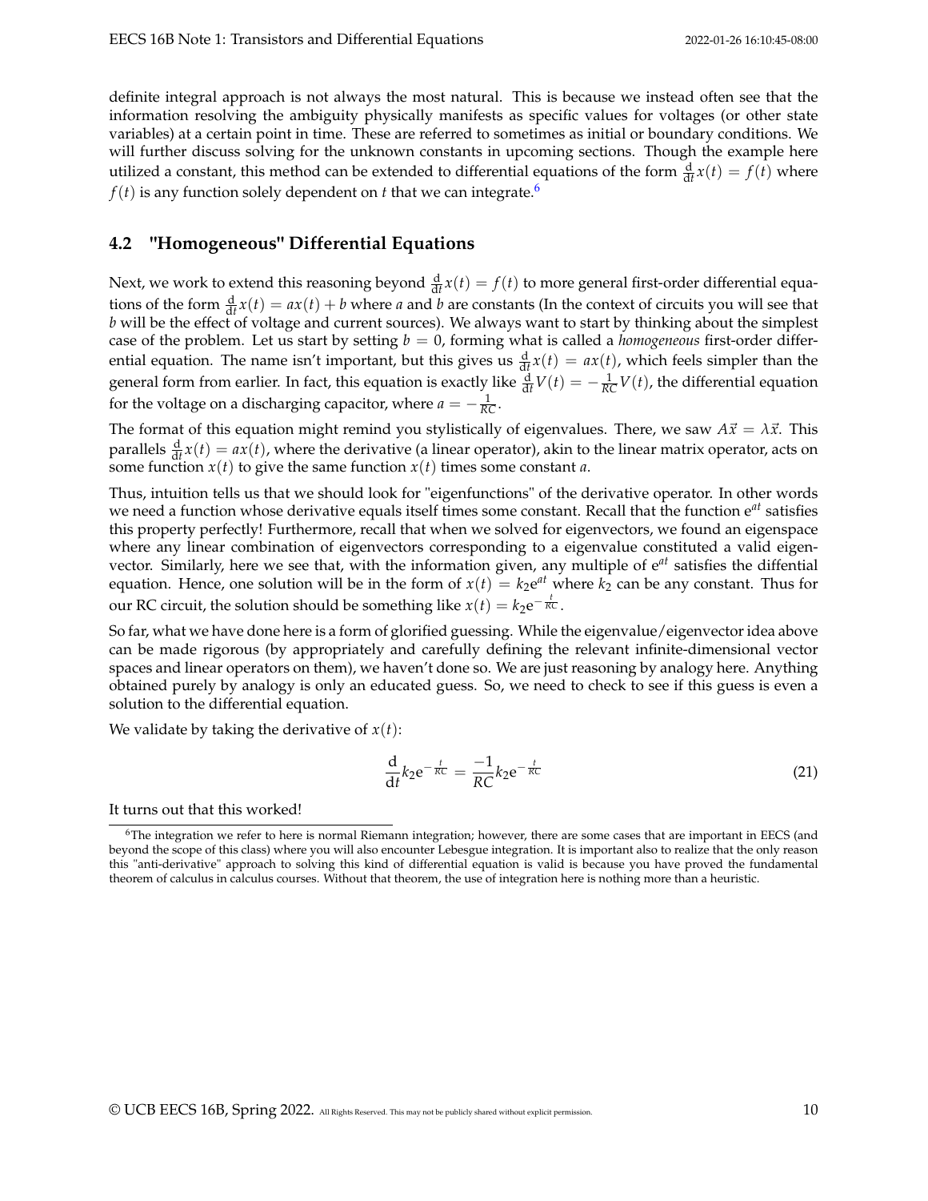definite integral approach is not always the most natural. This is because we instead often see that the information resolving the ambiguity physically manifests as specific values for voltages (or other state variables) at a certain point in time. These are referred to sometimes as initial or boundary conditions. We will further discuss solving for the unknown constants in upcoming sections. Though the example here utilized a constant, this method can be extended to differential equations of the form $\frac{\mathrm{d}}{\mathrm{d}t}x(t) = f(t)$ where $f(t)$ is any function solely dependent on $t$ that we can integrate.[6]

### 4.2 "Homogeneous" Differential Equations

Next, we work to extend this reasoning beyond $\frac{\mathrm{d}}{\mathrm{d}t}x(t) = f(t)$ to more general first-order differential equations of the form $\frac{\mathrm{d}}{\mathrm{d}t}x(t) = ax(t) + b$ where $a$ and $b$ are constants (In the context of circuits you will see that $b$ will be the effect of voltage and current sources). We always want to start by thinking about the simplest case of the problem. Let us start by setting $b = 0$, forming what is called a *homogeneous* first-order differential equation. The name isn't important, but this gives us $\frac{\mathrm{d}}{\mathrm{d}t}x(t) = ax(t)$, which feels simpler than the general form from earlier. In fact, this equation is exactly like $\frac{\mathrm{d}}{\mathrm{d}t}V(t) = -\frac{1}{RC}V(t)$, the differential equation for the voltage on a discharging capacitor, where $a = -\frac{1}{RC}$.

The format of this equation might remind you stylistically of eigenvalues. There, we saw $A\vec{x} = \lambda\vec{x}$. This parallels $\frac{\mathrm{d}}{\mathrm{d}t}x(t) = ax(t)$, where the derivative (a linear operator), akin to the linear matrix operator, acts on some function $x(t)$ to give the same function $x(t)$ times some constant $a$.

Thus, intuition tells us that we should look for "eigenfunctions" of the derivative operator. In other words we need a function whose derivative equals itself times some constant. Recall that the function $\mathrm{e}^{at}$ satisfies this property perfectly! Furthermore, recall that when we solved for eigenvectors, we found an eigenspace where any linear combination of eigenvectors corresponding to a eigenvalue constituted a valid eigenvector. Similarly, here we see that, with the information given, any multiple of $\mathrm{e}^{at}$ satisfies the diffential equation. Hence, one solution will be in the form of $x(t) = k_2\mathrm{e}^{at}$ where $k_2$ can be any constant. Thus for our RC circuit, the solution should be something like $x(t) = k_2\mathrm{e}^{-\frac{t}{RC}}$.

So far, what we have done here is a form of glorified guessing. While the eigenvalue/eigenvector idea above can be made rigorous (by appropriately and carefully defining the relevant infinite-dimensional vector spaces and linear operators on them), we haven't done so. We are just reasoning by analogy here. Anything obtained purely by analogy is only an educated guess. So, we need to check to see if this guess is even a solution to the differential equation.

We validate by taking the derivative of $x(t)$:

$$\frac{\mathrm{d}}{\mathrm{d}t}k_2\mathrm{e}^{-\frac{t}{RC}} = \frac{-1}{RC}k_2\mathrm{e}^{-\frac{t}{RC}} \tag{21}$$

It turns out that this worked!

[6] The integration we refer to here is normal Riemann integration; however, there are some cases that are important in EECS (and beyond the scope of this class) where you will also encounter Lebesgue integration. It is important also to realize that the only reason this "anti-derivative" approach to solving this kind of differential equation is valid is because you have proved the fundamental theorem of calculus in calculus courses. Without that theorem, the use of integration here is nothing more than a heuristic.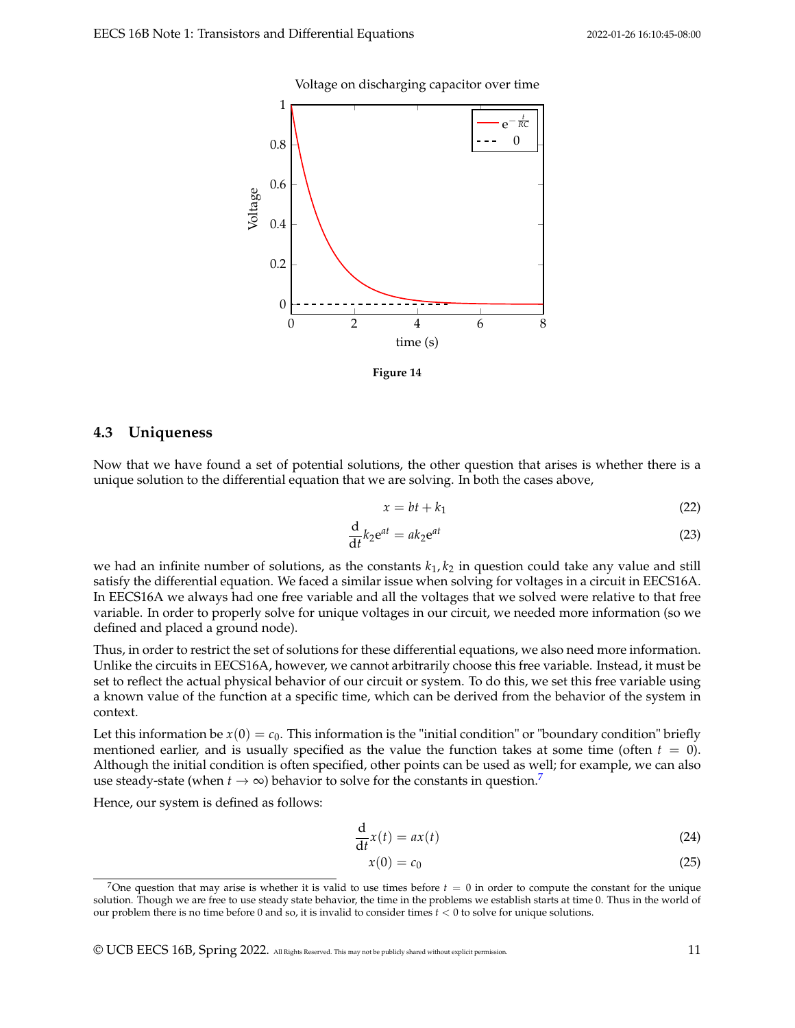Voltage on discharging capacitor over time

Figure 14

### 4.3 Uniqueness

Now that we have found a set of potential solutions, the other question that arises is whether there is a unique solution to the differential equation that we are solving. In both the cases above,

$$x = bt + k_1 \tag{22}$$

$$\frac{\mathrm{d}}{\mathrm{d}t} k_2 \mathrm{e}^{at} = a k_2 \mathrm{e}^{at} \tag{23}$$

we had an infinite number of solutions, as the constants $k_1, k_2$ in question could take any value and still satisfy the differential equation. We faced a similar issue when solving for voltages in a circuit in EECS16A. In EECS16A we always had one free variable and all the voltages that we solved were relative to that free variable. In order to properly solve for unique voltages in our circuit, we needed more information (so we defined and placed a ground node).

Thus, in order to restrict the set of solutions for these differential equations, we also need more information. Unlike the circuits in EECS16A, however, we cannot arbitrarily choose this free variable. Instead, it must be set to reflect the actual physical behavior of our circuit or system. To do this, we set this free variable using a known value of the function at a specific time, which can be derived from the behavior of the system in context.

Let this information be $x(0) = c_0$. This information is the "initial condition" or "boundary condition" briefly mentioned earlier, and is usually specified as the value the function takes at some time (often $t = 0$). Although the initial condition is often specified, other points can be used as well; for example, we can also use steady-state (when $t \to \infty$) behavior to solve for the constants in question.[7]

Hence, our system is defined as follows:

$$\frac{\mathrm{d}}{\mathrm{d}t} x(t) = a x(t) \tag{24}$$

$$x(0) = c_0 \tag{25}$$

[7] One question that may arise is whether it is valid to use times before $t = 0$ in order to compute the constant for the unique solution. Though we are free to use steady state behavior, the time in the problems we establish starts at time 0. Thus in the world of our problem there is no time before 0 and so, it is invalid to consider times $t < 0$ to solve for unique solutions.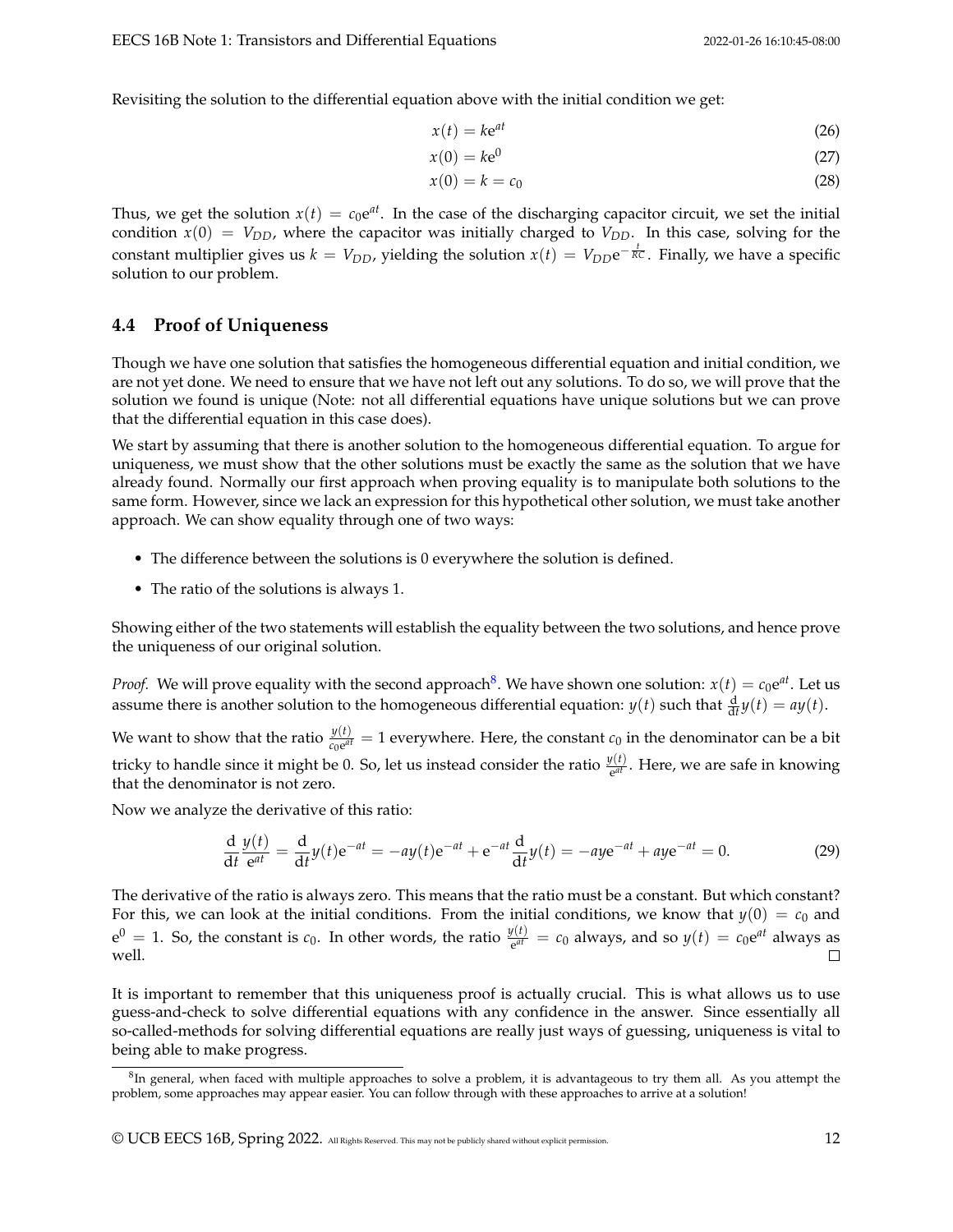Revisiting the solution to the differential equation above with the initial condition we get:

$$x(t) = ke^{at} \tag{26}$$

$$x(0) = ke^{0} \tag{27}$$

$$x(0) = k = c_0 \tag{28}$$

Thus, we get the solution $x(t) = c_0 e^{at}$. In the case of the discharging capacitor circuit, we set the initial condition $x(0) = V_{DD}$, where the capacitor was initially charged to $V_{DD}$. In this case, solving for the constant multiplier gives us $k = V_{DD}$, yielding the solution $x(t) = V_{DD}e^{-\frac{t}{RC}}$. Finally, we have a specific solution to our problem.

## 4.4 Proof of Uniqueness

Though we have one solution that satisfies the homogeneous differential equation and initial condition, we are not yet done. We need to ensure that we have not left out any solutions. To do so, we will prove that the solution we found is unique (Note: not all differential equations have unique solutions but we can prove that the differential equation in this case does).

We start by assuming that there is another solution to the homogeneous differential equation. To argue for uniqueness, we must show that the other solutions must be exactly the same as the solution that we have already found. Normally our first approach when proving equality is to manipulate both solutions to the same form. However, since we lack an expression for this hypothetical other solution, we must take another approach. We can show equality through one of two ways:

- The difference between the solutions is 0 everywhere the solution is defined.
- The ratio of the solutions is always 1.

Showing either of the two statements will establish the equality between the two solutions, and hence prove the uniqueness of our original solution.

*Proof.* We will prove equality with the second approach[8]. We have shown one solution: $x(t) = c_0 e^{at}$. Let us assume there is another solution to the homogeneous differential equation: $y(t)$ such that $\frac{d}{dt}y(t) = ay(t)$.

We want to show that the ratio $\frac{y(t)}{c_0 e^{at}} = 1$ everywhere. Here, the constant $c_0$ in the denominator can be a bit tricky to handle since it might be 0. So, let us instead consider the ratio $\frac{y(t)}{e^{at}}$. Here, we are safe in knowing that the denominator is not zero.

Now we analyze the derivative of this ratio:

$$\frac{d}{dt}\frac{y(t)}{e^{at}} = \frac{d}{dt}y(t)e^{-at} = -ay(t)e^{-at} + e^{-at}\frac{d}{dt}y(t) = -aye^{-at} + aye^{-at} = 0. \tag{29}$$

The derivative of the ratio is always zero. This means that the ratio must be a constant. But which constant? For this, we can look at the initial conditions. From the initial conditions, we know that $y(0) = c_0$ and $e^0 = 1$. So, the constant is $c_0$. In other words, the ratio $\frac{y(t)}{e^{at}} = c_0$ always, and so $y(t) = c_0 e^{at}$ always as well. □

It is important to remember that this uniqueness proof is actually crucial. This is what allows us to use guess-and-check to solve differential equations with any confidence in the answer. Since essentially all so-called-methods for solving differential equations are really just ways of guessing, uniqueness is vital to being able to make progress.

[8] In general, when faced with multiple approaches to solve a problem, it is advantageous to try them all. As you attempt the problem, some approaches may appear easier. You can follow through with these approaches to arrive at a solution!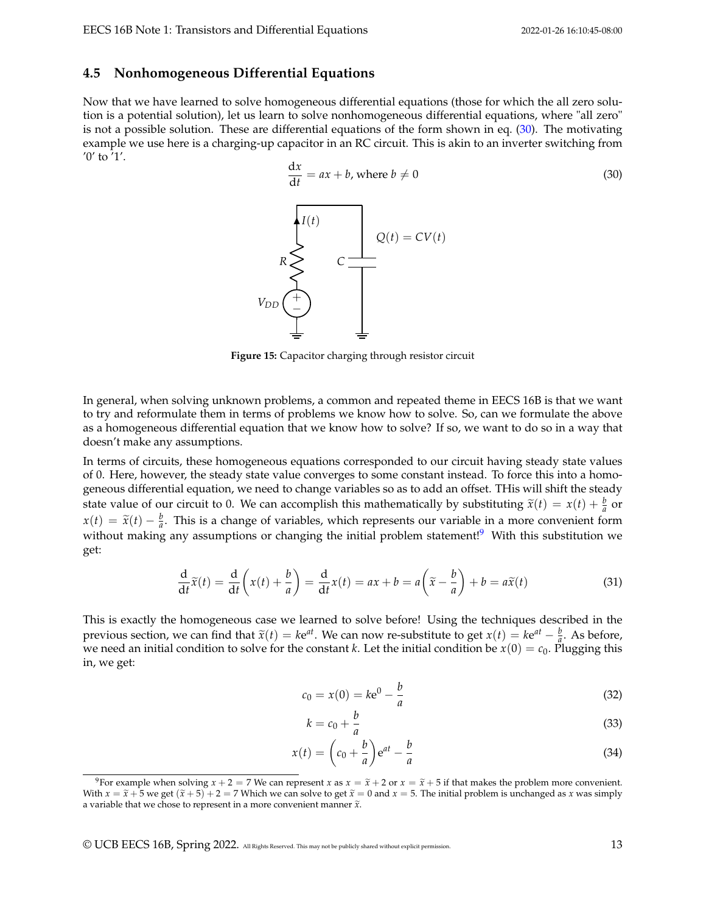### 4.5 Nonhomogeneous Differential Equations

Now that we have learned to solve homogeneous differential equations (those for which the all zero solution is a potential solution), let us learn to solve nonhomogeneous differential equations, where "all zero" is not a possible solution. These are differential equations of the form shown in eq. (30). The motivating example we use here is a charging-up capacitor in an RC circuit. This is akin to an inverter switching from '0' to '1'.

$$\frac{\mathrm{d}x}{\mathrm{d}t} = ax + b, \text{ where } b \neq 0 \tag{30}$$

**Figure 15:** Capacitor charging through resistor circuit

In general, when solving unknown problems, a common and repeated theme in EECS 16B is that we want to try and reformulate them in terms of problems we know how to solve. So, can we formulate the above as a homogeneous differential equation that we know how to solve? If so, we want to do so in a way that doesn't make any assumptions.

In terms of circuits, these homogeneous equations corresponded to our circuit having steady state values of 0. Here, however, the steady state value converges to some constant instead. To force this into a homogeneous differential equation, we need to change variables so as to add an offset. THis will shift the steady state value of our circuit to 0. We can accomplish this mathematically by substituting $\widetilde{x}(t) = x(t) + \frac{b}{a}$ or $x(t) = \widetilde{x}(t) - \frac{b}{a}$. This is a change of variables, which represents our variable in a more convenient form without making any assumptions or changing the initial problem statement![9] With this substitution we get:

$$\frac{\mathrm{d}}{\mathrm{d}t}\widetilde{x}(t) = \frac{\mathrm{d}}{\mathrm{d}t}\left(x(t) + \frac{b}{a}\right) = \frac{\mathrm{d}}{\mathrm{d}t}x(t) = ax + b = a\left(\widetilde{x} - \frac{b}{a}\right) + b = a\widetilde{x}(t) \tag{31}$$

This is exactly the homogeneous case we learned to solve before! Using the techniques described in the previous section, we can find that $\widetilde{x}(t) = ke^{at}$. We can now re-substitute to get $x(t) = ke^{at} - \frac{b}{a}$. As before, we need an initial condition to solve for the constant $k$. Let the initial condition be $x(0) = c_0$. Plugging this in, we get:

$$c_0 = x(0) = k\mathrm{e}^0 - \frac{b}{a} \tag{32}$$

$$k = c_0 + \frac{b}{a} \tag{33}$$

$$x(t) = \left(c_0 + \frac{b}{a}\right)\mathrm{e}^{at} - \frac{b}{a} \tag{34}$$

[9] For example when solving $x + 2 = 7$ We can represent $x$ as $x = \widetilde{x} + 2$ or $x = \widetilde{x} + 5$ if that makes the problem more convenient. With $x = \widetilde{x} + 5$ we get $(\widetilde{x} + 5) + 2 = 7$ Which we can solve to get $\widetilde{x} = 0$ and $x = 5$. The initial problem is unchanged as $x$ was simply a variable that we chose to represent in a more convenient manner $\widetilde{x}$.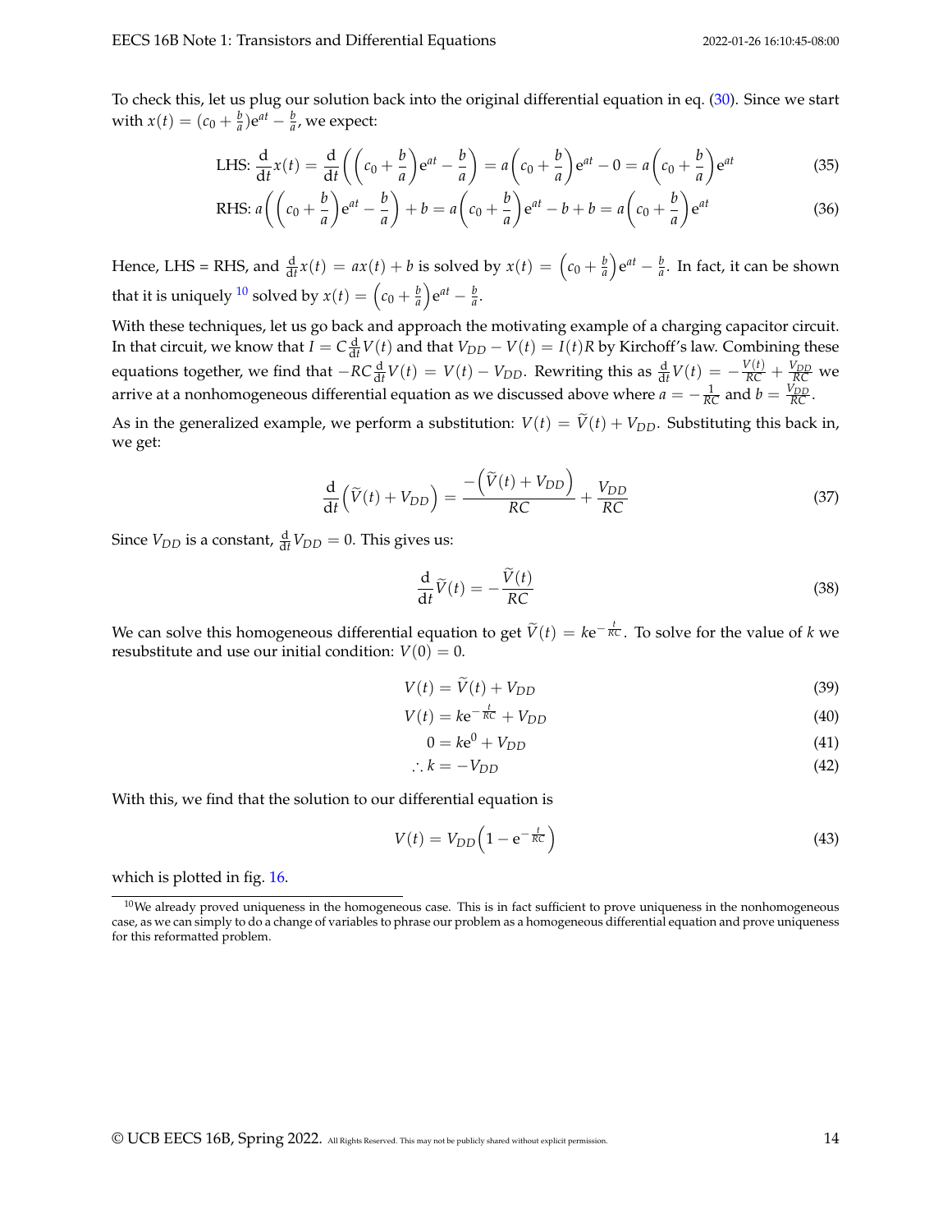To check this, let us plug our solution back into the original differential equation in eq. (30). Since we start with $x(t) = (c_0 + \frac{b}{a})\mathrm{e}^{at} - \frac{b}{a}$, we expect:

$$\text{LHS: } \frac{\mathrm{d}}{\mathrm{d}t}x(t) = \frac{\mathrm{d}}{\mathrm{d}t}\left(\left(c_0 + \frac{b}{a}\right)\mathrm{e}^{at} - \frac{b}{a}\right) = a\left(c_0 + \frac{b}{a}\right)\mathrm{e}^{at} - 0 = a\left(c_0 + \frac{b}{a}\right)\mathrm{e}^{at} \tag{35}$$

$$\text{RHS: } a\left(\left(c_0 + \frac{b}{a}\right)\mathrm{e}^{at} - \frac{b}{a}\right) + b = a\left(c_0 + \frac{b}{a}\right)\mathrm{e}^{at} - b + b = a\left(c_0 + \frac{b}{a}\right)\mathrm{e}^{at} \tag{36}$$

Hence, LHS = RHS, and $\frac{\mathrm{d}}{\mathrm{d}t}x(t) = ax(t) + b$ is solved by $x(t) = \left(c_0 + \frac{b}{a}\right)\mathrm{e}^{at} - \frac{b}{a}$. In fact, it can be shown that it is uniquely [10] solved by $x(t) = \left(c_0 + \frac{b}{a}\right)\mathrm{e}^{at} - \frac{b}{a}$.

With these techniques, let us go back and approach the motivating example of a charging capacitor circuit. In that circuit, we know that $I = C\frac{\mathrm{d}}{\mathrm{d}t}V(t)$ and that $V_{DD} - V(t) = I(t)R$ by Kirchoff's law. Combining these equations together, we find that $-RC\frac{\mathrm{d}}{\mathrm{d}t}V(t) = V(t) - V_{DD}$. Rewriting this as $\frac{\mathrm{d}}{\mathrm{d}t}V(t) = -\frac{V(t)}{RC} + \frac{V_{DD}}{RC}$ we arrive at a nonhomogeneous differential equation as we discussed above where $a = -\frac{1}{RC}$ and $b = \frac{V_{DD}}{RC}$.

As in the generalized example, we perform a substitution: $V(t) = \widetilde{V}(t) + V_{DD}$. Substituting this back in, we get:

$$\frac{\mathrm{d}}{\mathrm{d}t}\left(\widetilde{V}(t) + V_{DD}\right) = \frac{-\left(\widetilde{V}(t) + V_{DD}\right)}{RC} + \frac{V_{DD}}{RC} \tag{37}$$

Since $V_{DD}$ is a constant, $\frac{\mathrm{d}}{\mathrm{d}t}V_{DD} = 0$. This gives us:

$$\frac{\mathrm{d}}{\mathrm{d}t}\widetilde{V}(t) = -\frac{\widetilde{V}(t)}{RC} \tag{38}$$

We can solve this homogeneous differential equation to get $\widetilde{V}(t) = k\mathrm{e}^{-\frac{t}{RC}}$. To solve for the value of $k$ we resubstitute and use our initial condition: $V(0) = 0$.

$$V(t) = \widetilde{V}(t) + V_{DD} \tag{39}$$

$$V(t) = k\mathrm{e}^{-\frac{t}{RC}} + V_{DD} \tag{40}$$

$$0 = k\mathrm{e}^{0} + V_{DD} \tag{41}$$

$$\therefore k = -V_{DD} \tag{42}$$

With this, we find that the solution to our differential equation is

$$V(t) = V_{DD}\left(1 - \mathrm{e}^{-\frac{t}{RC}}\right) \tag{43}$$

which is plotted in fig. 16.

[10] We already proved uniqueness in the homogeneous case. This is in fact sufficient to prove uniqueness in the nonhomogeneous case, as we can simply to do a change of variables to phrase our problem as a homogeneous differential equation and prove uniqueness for this reformatted problem.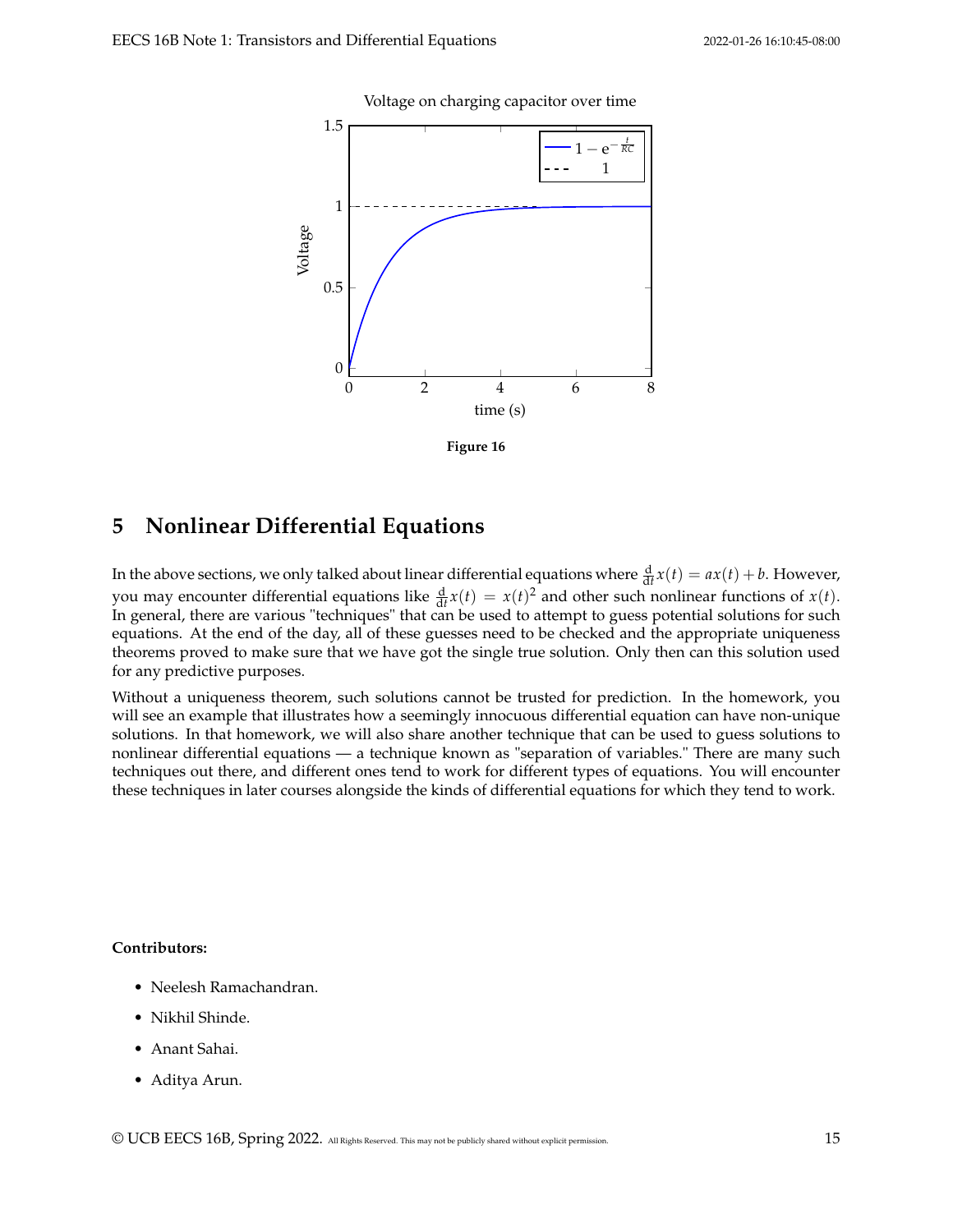Voltage on charging capacitor over time

1.5

1

0.5

0

Voltage

0 2 4 6 8

time (s)

$1 - e^{-\frac{t}{RC}}$

1

**Figure 16**

## 5 Nonlinear Differential Equations

In the above sections, we only talked about linear differential equations where $\frac{\mathrm{d}}{\mathrm{d}t}x(t) = ax(t) + b$. However, you may encounter differential equations like $\frac{\mathrm{d}}{\mathrm{d}t}x(t) = x(t)^2$ and other such nonlinear functions of $x(t)$. In general, there are various "techniques" that can be used to attempt to guess potential solutions for such equations. At the end of the day, all of these guesses need to be checked and the appropriate uniqueness theorems proved to make sure that we have got the single true solution. Only then can this solution used for any predictive purposes.

Without a uniqueness theorem, such solutions cannot be trusted for prediction. In the homework, you will see an example that illustrates how a seemingly innocuous differential equation can have non-unique solutions. In that homework, we will also share another technique that can be used to guess solutions to nonlinear differential equations — a technique known as "separation of variables." There are many such techniques out there, and different ones tend to work for different types of equations. You will encounter these techniques in later courses alongside the kinds of differential equations for which they tend to work.

**Contributors:**

- Neelesh Ramachandran.
- Nikhil Shinde.
- Anant Sahai.
- Aditya Arun.